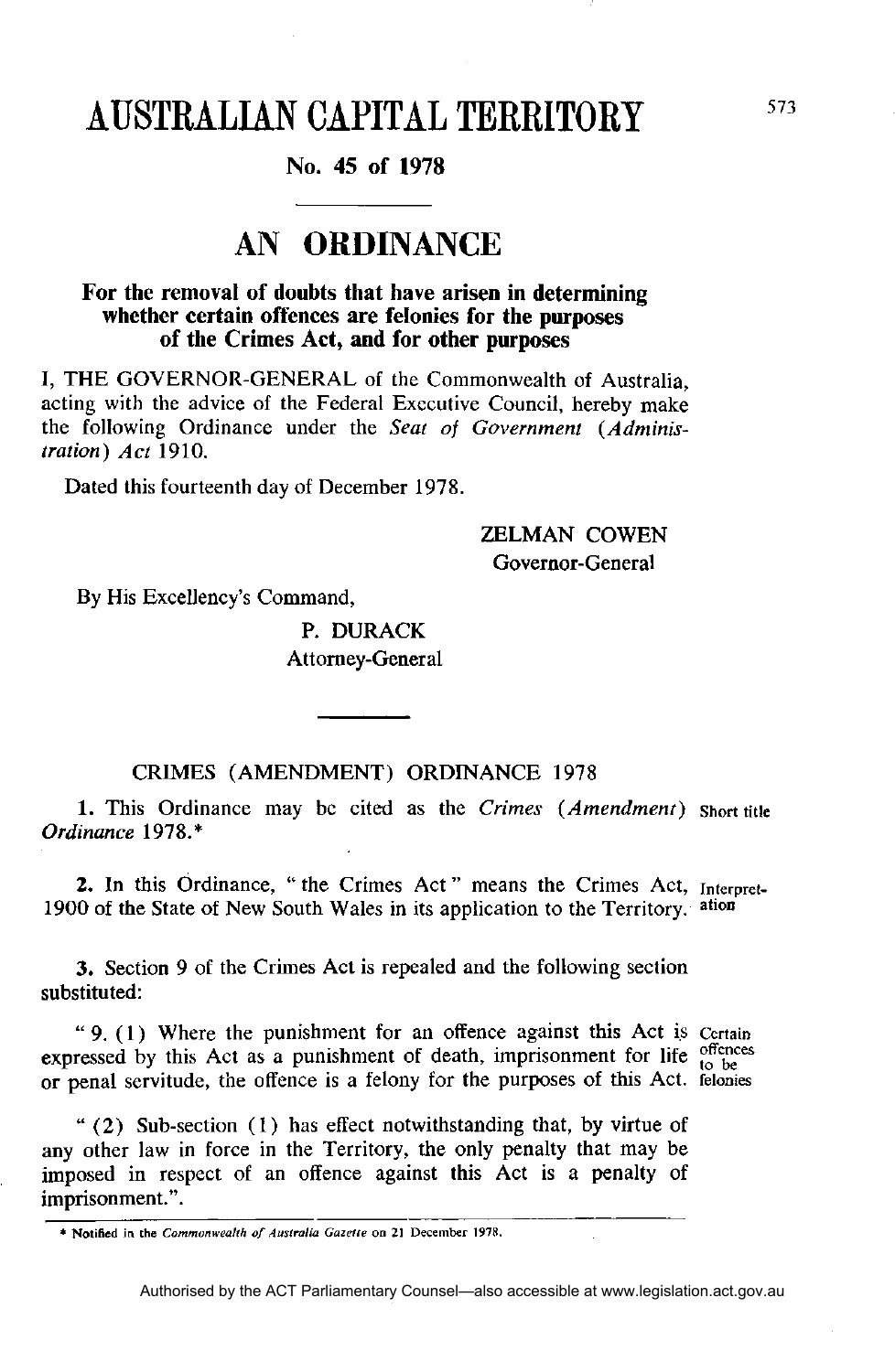# AUSTRALIAN CAPITAL TERRITORY

**No. 45 of 1978**

## AN ORDINANCE

**For the removal of doubts that have arisen in determining whether certain offences are felonies for the purposes of the Crimes Act, and for other purposes**

I, THE GOVERNOR-GENERAL of the Commonwealth of Australia, acting with the advice of the Federal Executive Council, hereby make the following Ordinance under the *Seat of Government (Administration) Act* 1910.

Dated this fourteenth day of December 1978.

ZELMAN COWEN
Governor-General

By His Excellency's Command,

P. DURACK
Attorney-General

CRIMES (AMENDMENT) ORDINANCE 1978

**1.** This Ordinance may be cited as the *Crimes (Amendment) Ordinance* 1978.*

Short title

**2.** In this Ordinance, "the Crimes Act" means the Crimes Act, 1900 of the State of New South Wales in its application to the Territory.

Interpretation

**3.** Section 9 of the Crimes Act is repealed and the following section substituted:

"9. (1) Where the punishment for an offence against this Act is expressed by this Act as a punishment of death, imprisonment for life or penal servitude, the offence is a felony for the purposes of this Act.

Certain offences to be felonies

"(2) Sub-section (1) has effect notwithstanding that, by virtue of any other law in force in the Territory, the only penalty that may be imposed in respect of an offence against this Act is a penalty of imprisonment.".

\* Notified in the *Commonwealth of Australia Gazette* on 21 December 1978.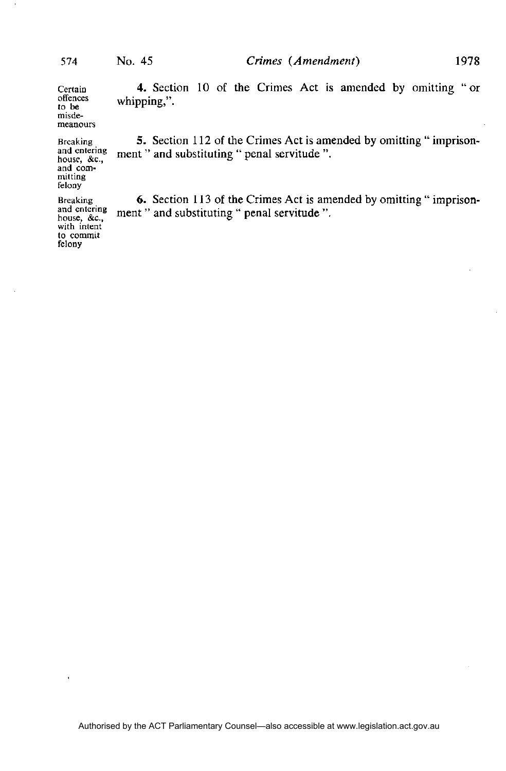Certain offences to be misdemeanours

**4.** Section 10 of the Crimes Act is amended by omitting " or whipping,".

Breaking and entering house, &c., and committing felony

**5.** Section 112 of the Crimes Act is amended by omitting " imprisonment " and substituting " penal servitude ".

Breaking and entering house, &c., with intent to commit felony

**6.** Section 113 of the Crimes Act is amended by omitting " imprisonment " and substituting " penal servitude ".